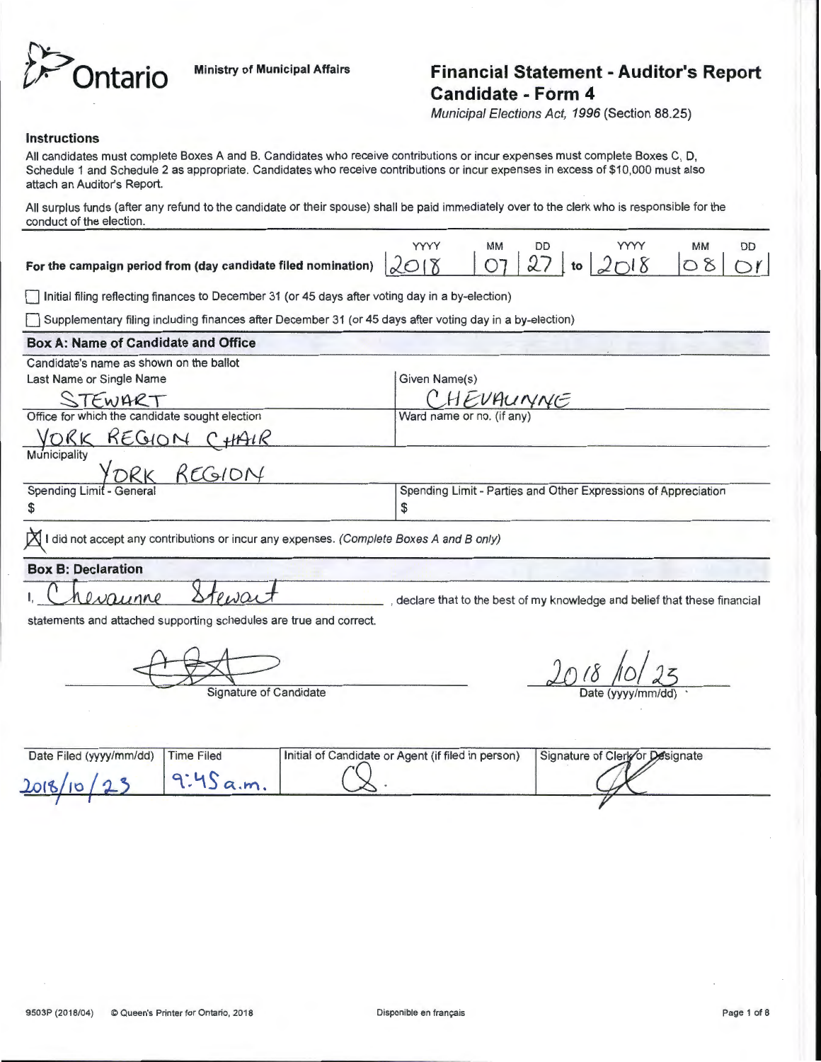Ontario

Ministry of Municipal Affairs

# Financial Statement - Auditor's Report Candidate - Form 4

*Municipal Elections Act, 1996* (Section 88.25)

### Instructions

All candidates must complete Boxes A and B. Candidates who receive contributions or incur expenses must complete Boxes C, D, Schedule 1 and Schedule 2 as appropriate. Candidates who receive contributions or incur expenses in excess of $10,000 must also attach an Auditor's Report.

All surplus funds (after any refund to the candidate or their spouse) shall be paid immediately over to the clerk who is responsible for the conduct of the election.

**For the campaign period from (day candidate filed nomination)** 2018 07 27 to 2018 08 01

☐ Initial filing reflecting finances to December 31 (or 45 days after voting day in a by-election)

☐ Supplementary filing including finances after December 31 (or 45 days after voting day in a by-election)

### Box A: Name of Candidate and Office

Candidate's name as shown on the ballot

| Last Name or Single Name | Given Name(s) |
|---|---|
| STEWART | CHEVAUNNE |
| Office for which the candidate sought election | Ward name or no. (if any) |
| YORK REGION CHAIR | |
| Municipality | |
| YORK REGION | |
| Spending Limit - General | Spending Limit - Parties and Other Expressions of Appreciation |
| $ | $ |

☒ I did not accept any contributions or incur any expenses. *(Complete Boxes A and B only)*

### Box B: Declaration

I, Chevaunne Stewart, declare that to the best of my knowledge and belief that these financial statements and attached supporting schedules are true and correct.

[Signature] Signature of Candidate

2018/10/23 Date (yyyy/mm/dd)

| Date Filed (yyyy/mm/dd) | Time Filed | Initial of Candidate or Agent (if filed in person) | Signature of Clerk or Designate |
|---|---|---|---|
| 2018/10/23 | 9:45 a.m. | CS. | [Signature] |

9503P (2018/04) © Queen's Printer for Ontario, 2018

Disponible en français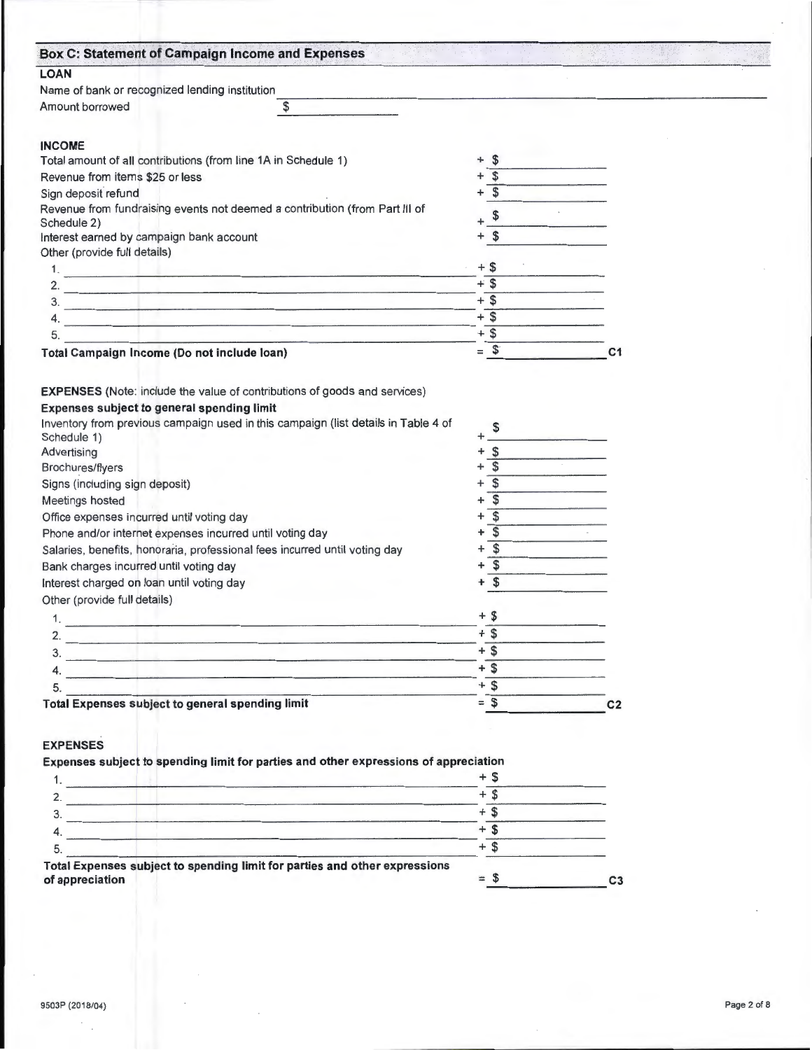## Box C: Statement of Campaign Income and Expenses

### LOAN

Name of bank or recognized lending institution \_\_\_\_\_\_\_\_\_\_\_\_\_\_\_\_\_\_\_\_

Amount borrowed $ \_\_\_\_\_\_\_\_\_\_

### INCOME

| | | |
|---|---|---|
| Total amount of all contributions (from line 1A in Schedule 1) | + $ | |
| Revenue from items $25 or less | + $ | |
| Sign deposit refund | + $ | |
| Revenue from fundraising events not deemed a contribution (from Part III of Schedule 2) | + $ | |
| Interest earned by campaign bank account | + $ | |
| Other (provide full details) | | |
| 1. | + $ | |
| 2. | + $ | |
| 3. | + $ | |
| 4. | + $ | |
| 5. | + $ | |
| **Total Campaign Income (Do not include loan)** | = $ | C1 |

**EXPENSES** (Note: include the value of contributions of goods and services)

**Expenses subject to general spending limit**

| | | |
|---|---|---|
| Inventory from previous campaign used in this campaign (list details in Table 4 of Schedule 1) | + $ | |
| Advertising | + $ | |
| Brochures/flyers | + $ | |
| Signs (including sign deposit) | + $ | |
| Meetings hosted | + $ | |
| Office expenses incurred until voting day | + $ | |
| Phone and/or internet expenses incurred until voting day | + $ | |
| Salaries, benefits, honoraria, professional fees incurred until voting day | + $ | |
| Bank charges incurred until voting day | + $ | |
| Interest charged on loan until voting day | + $ | |
| Other (provide full details) | | |
| 1. | + $ | |
| 2. | + $ | |
| 3. | + $ | |
| 4. | + $ | |
| 5. | + $ | |
| **Total Expenses subject to general spending limit** | = $ | C2 |

### EXPENSES

**Expenses subject to spending limit for parties and other expressions of appreciation**

| | | |
|---|---|---|
| 1. | + $ | |
| 2. | + $ | |
| 3. | + $ | |
| 4. | + $ | |
| 5. | + $ | |
| **Total Expenses subject to spending limit for parties and other expressions of appreciation** | = $ | C3 |

9503P (2018/04)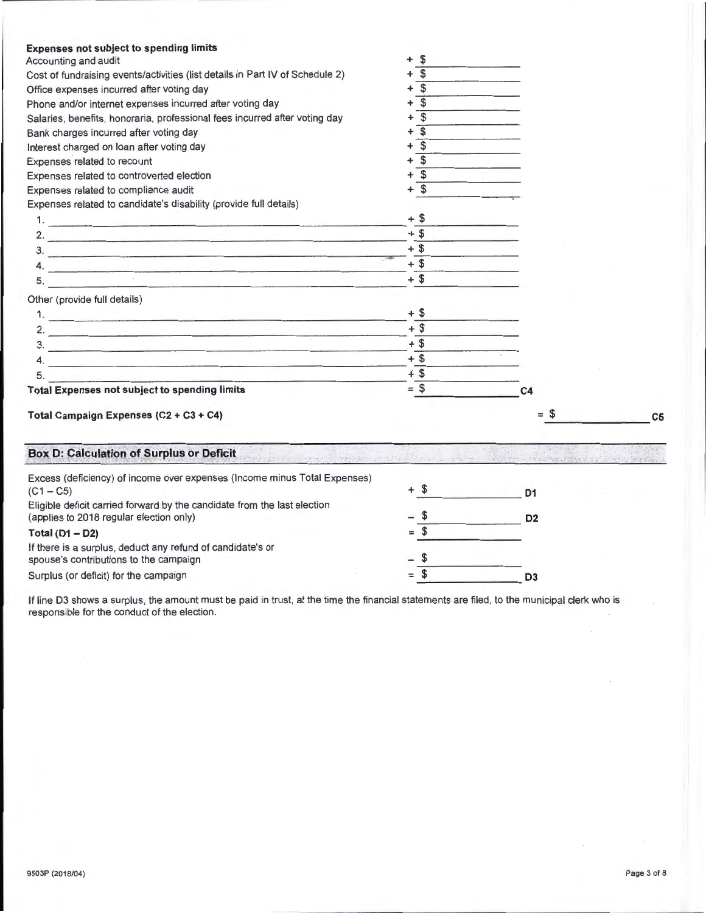**Expenses not subject to spending limits**

| | | |
|---|---|---|
| Accounting and audit | + $ | |
| Cost of fundraising events/activities (list details in Part IV of Schedule 2) | + $ | |
| Office expenses incurred after voting day | + $ | |
| Phone and/or internet expenses incurred after voting day | + $ | |
| Salaries, benefits, honoraria, professional fees incurred after voting day | + $ | |
| Bank charges incurred after voting day | + $ | |
| Interest charged on loan after voting day | + $ | |
| Expenses related to recount | + $ | |
| Expenses related to controverted election | + $ | |
| Expenses related to compliance audit | + $ | |
| Expenses related to candidate's disability (provide full details) | | |
| 1. | + $ | |
| 2. | + $ | |
| 3. | + $ | |
| 4. | + $ | |
| 5. | + $ | |
| Other (provide full details) | | |
| 1. | + $ | |
| 2. | + $ | |
| 3. | + $ | |
| 4. | + $ | |
| 5. | + $ | |
| **Total Expenses not subject to spending limits** | = $ | C4 |

**Total Campaign Expenses (C2 + C3 + C4)** = $ ______ C5

## Box D: Calculation of Surplus or Deficit

| | | |
|---|---|---|
| Excess (deficiency) of income over expenses (Income minus Total Expenses) (C1 – C5) | + $ | D1 |
| Eligible deficit carried forward by the candidate from the last election (applies to 2018 regular election only) | – $ | D2 |
| **Total (D1 – D2)** | = $ | |
| If there is a surplus, deduct any refund of candidate's or spouse's contributions to the campaign | – $ | |
| Surplus (or deficit) for the campaign | = $ | D3 |

If line D3 shows a surplus, the amount must be paid in trust, at the time the financial statements are filed, to the municipal clerk who is responsible for the conduct of the election.

9503P (2018/04)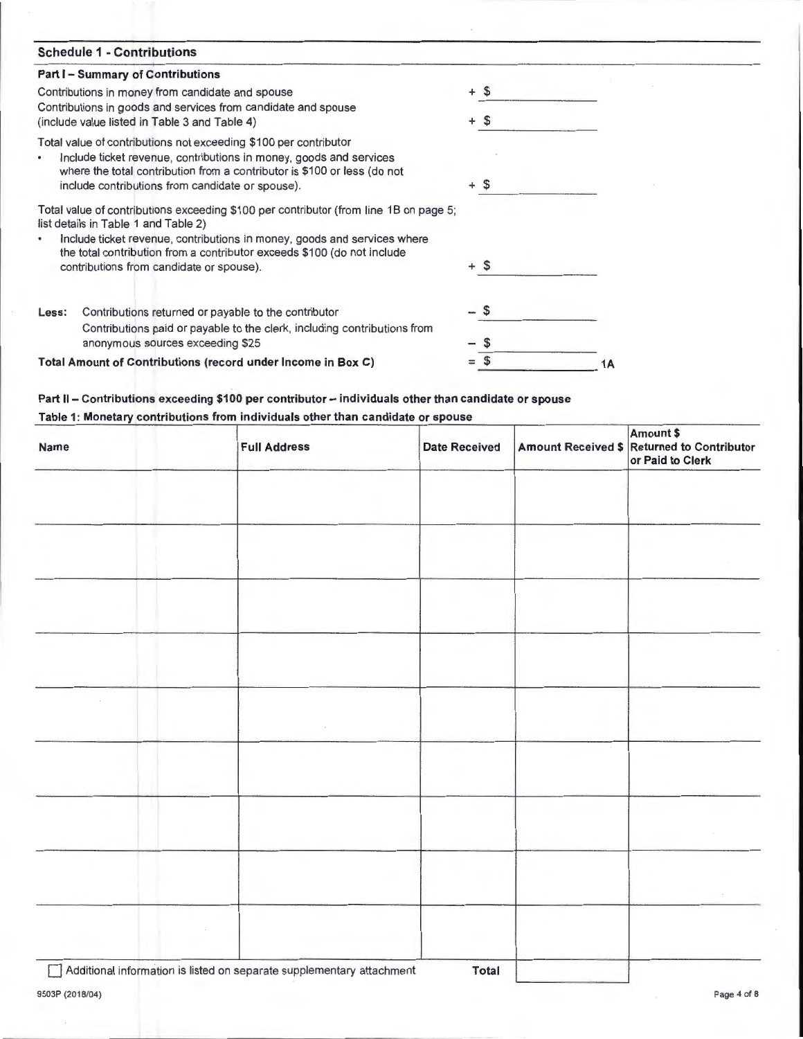## Schedule 1 - Contributions

### Part I – Summary of Contributions

| | |
|---|---|
| Contributions in money from candidate and spouse | + $ |
| Contributions in goods and services from candidate and spouse (include value listed in Table 3 and Table 4) | + $ |
| Total value of contributions not exceeding $100 per contributor<br>• Include ticket revenue, contributions in money, goods and services where the total contribution from a contributor is $100 or less (do not include contributions from candidate or spouse). | + $ |
| Total value of contributions exceeding $100 per contributor (from line 1B on page 5; list details in Table 1 and Table 2)<br>• Include ticket revenue, contributions in money, goods and services where the total contribution from a contributor exceeds $100 (do not include contributions from candidate or spouse). | + $ |
| **Less:** Contributions returned or payable to the contributor | – $ |
| Contributions paid or payable to the clerk, including contributions from anonymous sources exceeding $25 | – $ |
| **Total Amount of Contributions (record under Income in Box C)** | = $ 1A |

### Part II – Contributions exceeding $100 per contributor – individuals other than candidate or spouse

**Table 1: Monetary contributions from individuals other than candidate or spouse**

| Name | Full Address | Date Received | Amount Received $ | Amount $ Returned to Contributor or Paid to Clerk |
|---|---|---|---|---|
| | | | | |
| | | | | |
| | | | | |
| | | | | |
| | | | | |
| | | | | |
| | | | | |
| | | | | |
| | | | | |
| ☐ Additional information is listed on separate supplementary attachment | | **Total** | | |

9503P (2018/04)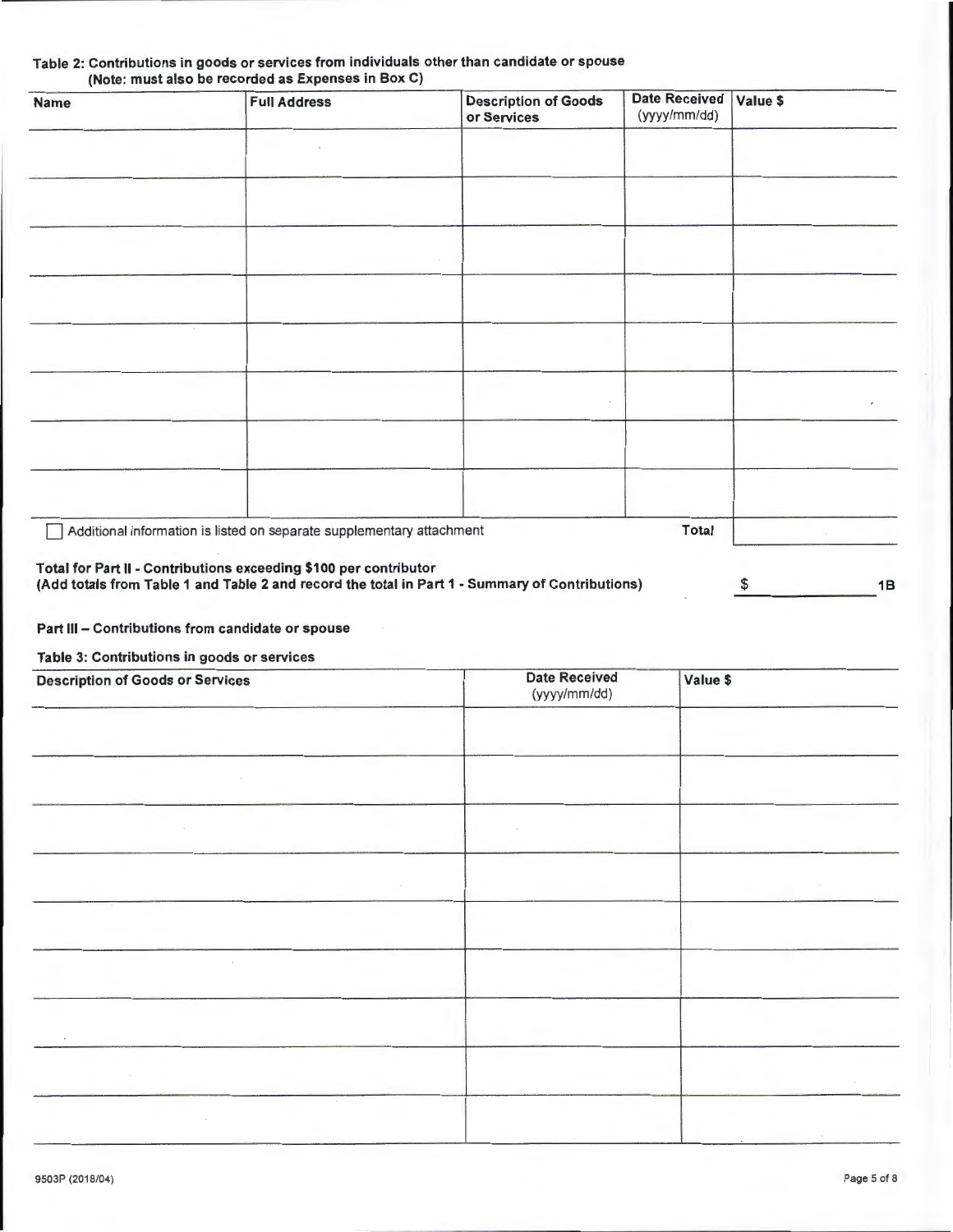**Table 2: Contributions in goods or services from individuals other than candidate or spouse**
**(Note: must also be recorded as Expenses in Box C)**

| Name | Full Address | Description of Goods or Services | Date Received (yyyy/mm/dd) | Value $ |
|---|---|---|---|---|
| | | | | |
| | | | | |
| | | | | |
| | | | | |
| | | | | |
| | | | | |
| | | | | |
| | | | | |
| | | | **Total** | |

☐ Additional information is listed on separate supplementary attachment

**Total for Part II - Contributions exceeding $100 per contributor**
**(Add totals from Table 1 and Table 2 and record the total in Part 1 - Summary of Contributions)** $ ________ **1B**

**Part III – Contributions from candidate or spouse**

**Table 3: Contributions in goods or services**

| Description of Goods or Services | Date Received (yyyy/mm/dd) | Value $ |
|---|---|---|
| | | |
| | | |
| | | |
| | | |
| | | |
| | | |
| | | |
| | | |
| | | |

9503P (2018/04)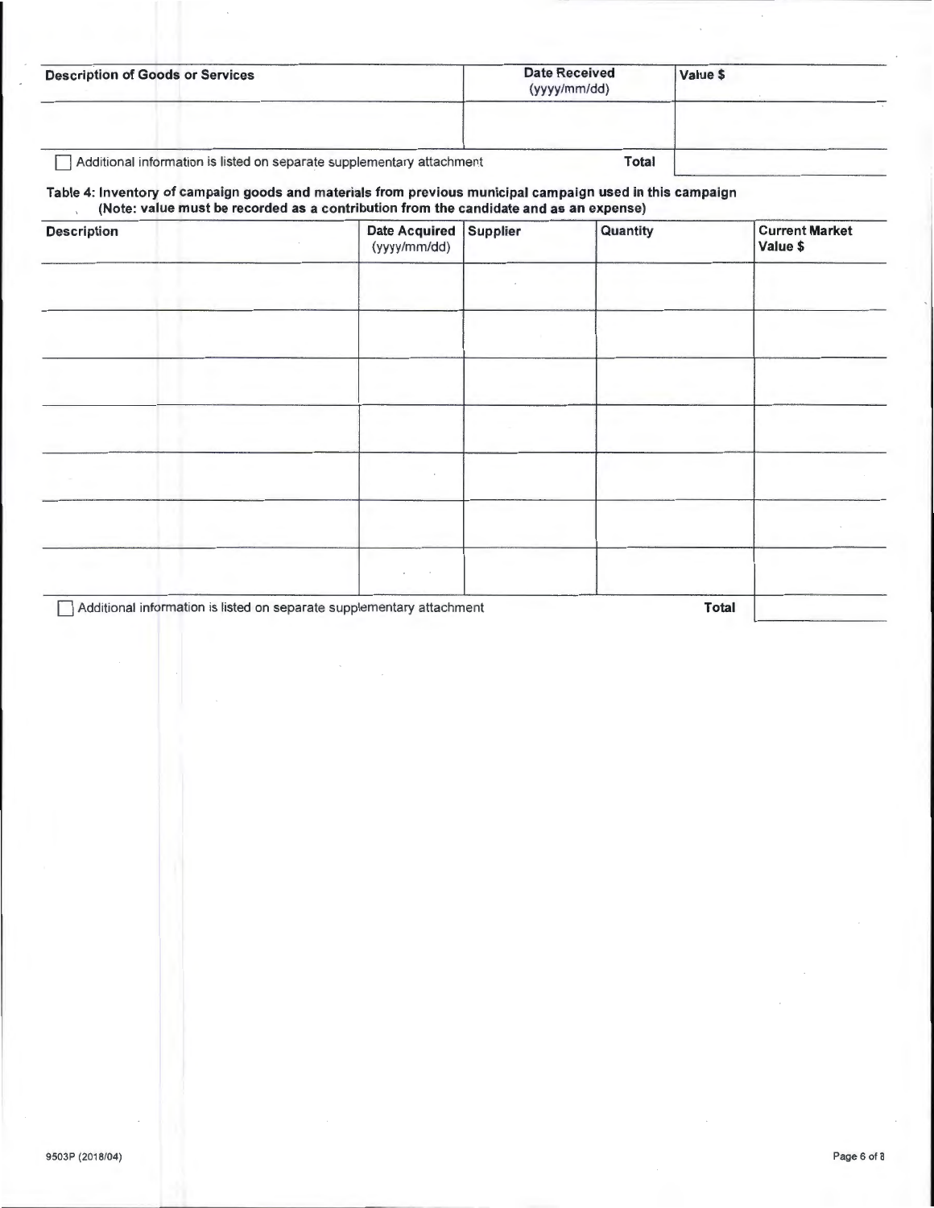| Description of Goods or Services | Date Received (yyyy/mm/dd) | Value $ |
|---|---|---|
| | | |
| ☐ Additional information is listed on separate supplementary attachment | Total | |

**Table 4: Inventory of campaign goods and materials from previous municipal campaign used in this campaign (Note: value must be recorded as a contribution from the candidate and as an expense)**

| Description | Date Acquired (yyyy/mm/dd) | Supplier | Quantity | Current Market Value $ |
|---|---|---|---|---|
| | | | | |
| | | | | |
| | | | | |
| | | | | |
| | | | | |
| | | | | |
| | | | | |
| ☐ Additional information is listed on separate supplementary attachment | | | Total | |

9503P (2018/04)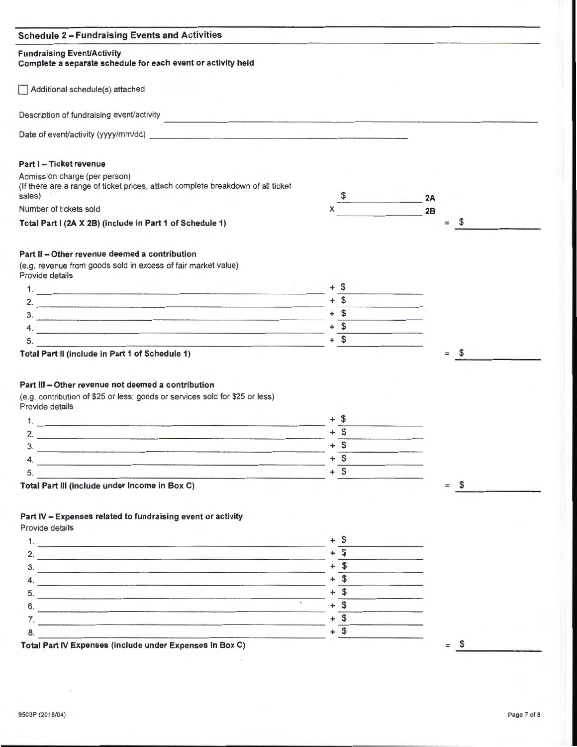## Schedule 2 – Fundraising Events and Activities

**Fundraising Event/Activity**
**Complete a separate schedule for each event or activity held**

☐ Additional schedule(s) attached

Description of fundraising event/activity ______________________________

Date of event/activity (yyyy/mm/dd) ______________________________

**Part I – Ticket revenue**

Admission charge (per person)
(If there are a range of ticket prices, attach complete breakdown of all ticket sales) $ ____________ **2A**

Number of tickets sold x ____________ **2B**

**Total Part I (2A X 2B) (include in Part 1 of Schedule 1)** = $ ____________

**Part II – Other revenue deemed a contribution**
(e.g. revenue from goods sold in excess of fair market value)
Provide details

1. ______________________________ + $ ____________
2. ______________________________ + $ ____________
3. ______________________________ + $ ____________
4. ______________________________ + $ ____________
5. ______________________________ + $ ____________

**Total Part II (include in Part 1 of Schedule 1)** = $ ____________

**Part III – Other revenue not deemed a contribution**
(e.g. contribution of $25 or less; goods or services sold for $25 or less)
Provide details

1. ______________________________ + $ ____________
2. ______________________________ + $ ____________
3. ______________________________ + $ ____________
4. ______________________________ + $ ____________
5. ______________________________ + $ ____________

**Total Part III (include under Income in Box C)** = $ ____________

**Part IV – Expenses related to fundraising event or activity**
Provide details

1. ______________________________ + $ ____________
2. ______________________________ + $ ____________
3. ______________________________ + $ ____________
4. ______________________________ + $ ____________
5. ______________________________ + $ ____________
6. ______________________________ + $ ____________
7. ______________________________ + $ ____________
8. ______________________________ + $ ____________

**Total Part IV Expenses (include under Expenses in Box C)** = $ ____________

9503P (2018/04)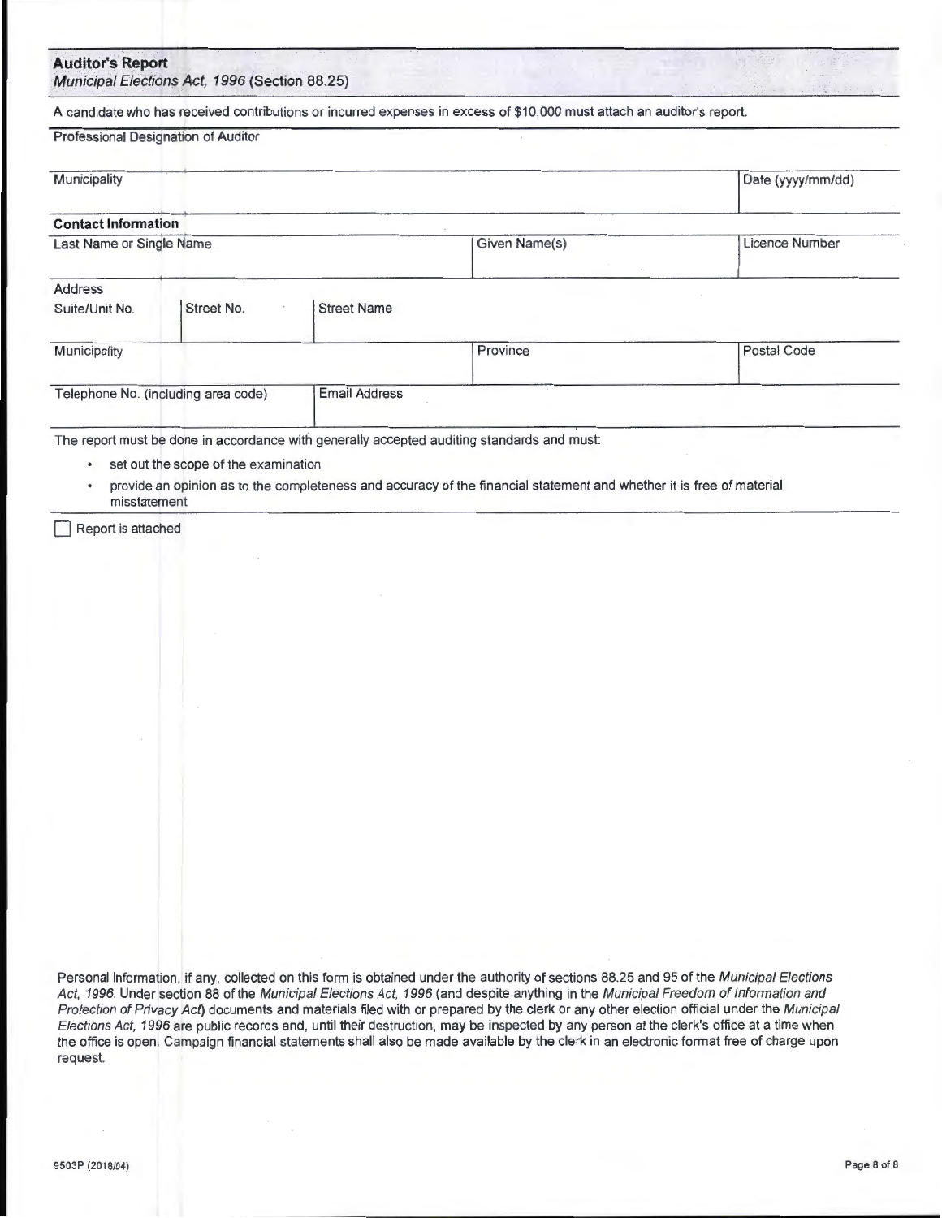## Auditor's Report

*Municipal Elections Act, 1996* (Section 88.25)

A candidate who has received contributions or incurred expenses in excess of $10,000 must attach an auditor's report.

Professional Designation of Auditor

| Municipality | Date (yyyy/mm/dd) |
|---|---|
| | |

**Contact Information**

| Last Name or Single Name | Given Name(s) | Licence Number |
|---|---|---|
| | | |

Address

| Suite/Unit No. | Street No. | Street Name |
|---|---|---|
| | | |

| Municipality | Province | Postal Code |
|---|---|---|
| | | |

| Telephone No. (including area code) | Email Address |
|---|---|
| | |

The report must be done in accordance with generally accepted auditing standards and must:

- set out the scope of the examination
- provide an opinion as to the completeness and accuracy of the financial statement and whether it is free of material misstatement

☐ Report is attached

Personal information, if any, collected on this form is obtained under the authority of sections 88.25 and 95 of the *Municipal Elections Act, 1996*. Under section 88 of the *Municipal Elections Act, 1996* (and despite anything in the *Municipal Freedom of Information and Protection of Privacy Act*) documents and materials filed with or prepared by the clerk or any other election official under the *Municipal Elections Act, 1996* are public records and, until their destruction, may be inspected by any person at the clerk's office at a time when the office is open. Campaign financial statements shall also be made available by the clerk in an electronic format free of charge upon request.

9503P (2018/04)